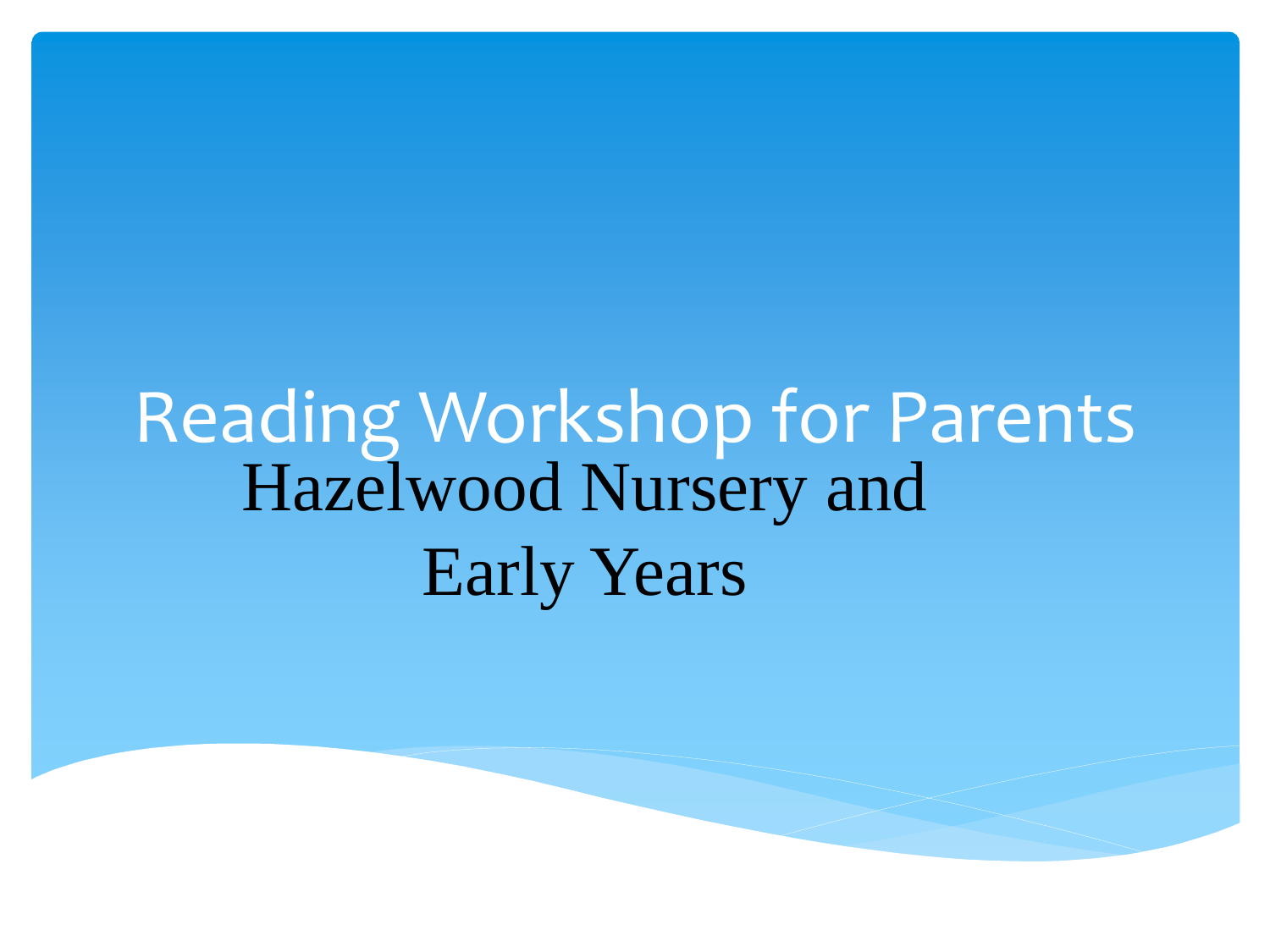# Reading Workshop for Parents

Hazelwood Nursery and
Early Years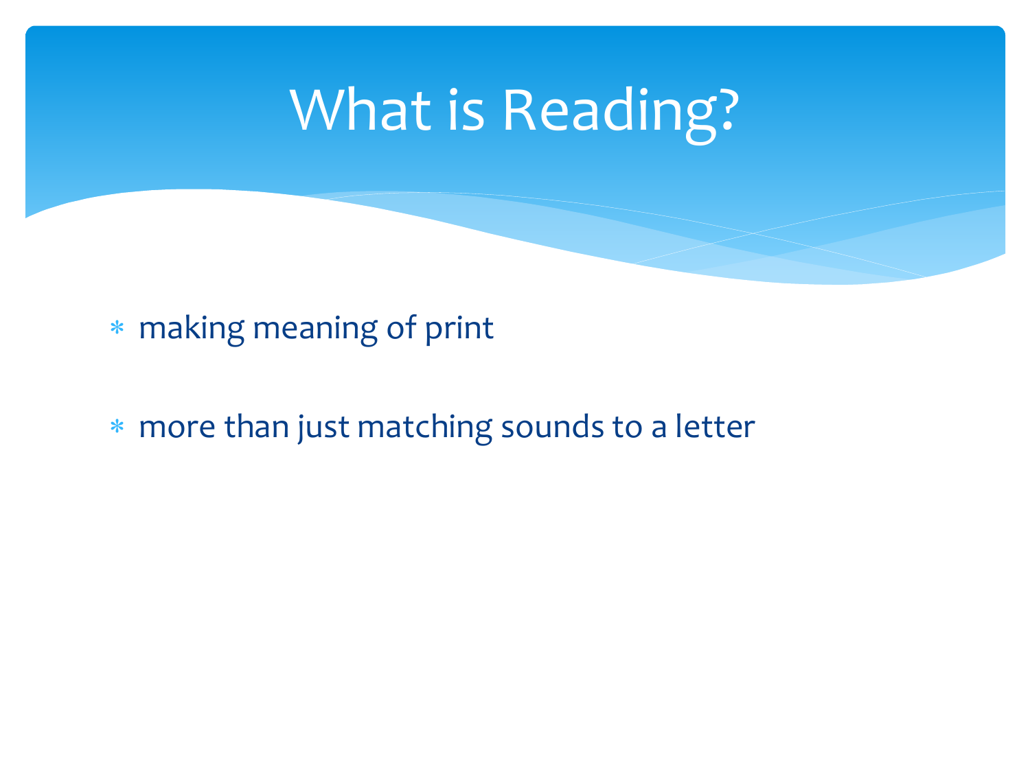# What is Reading?

- making meaning of print
- more than just matching sounds to a letter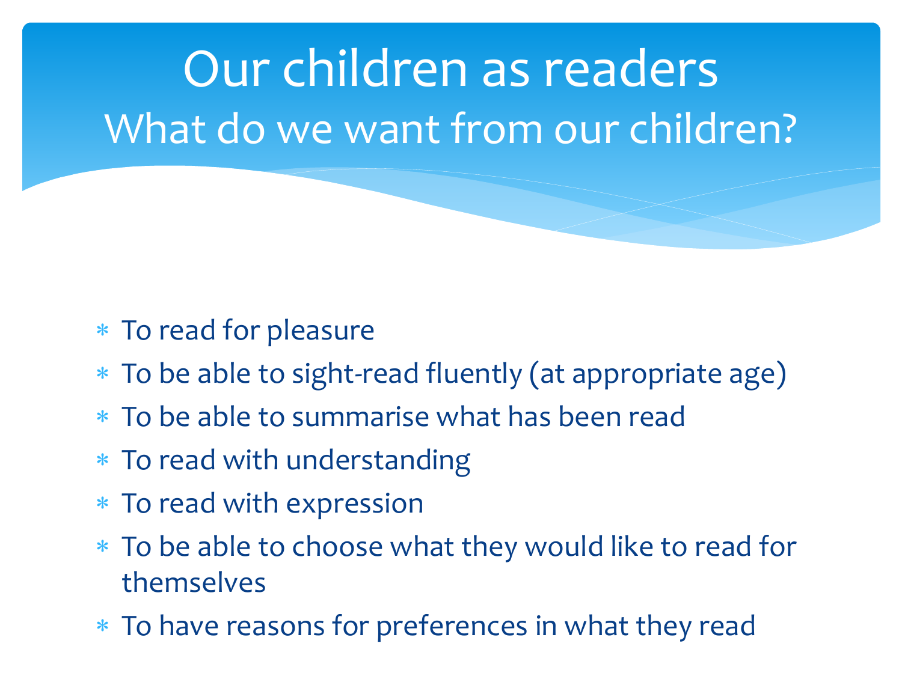# Our children as readers

## What do we want from our children?

- To read for pleasure
- To be able to sight-read fluently (at appropriate age)
- To be able to summarise what has been read
- To read with understanding
- To read with expression
- To be able to choose what they would like to read for themselves
- To have reasons for preferences in what they read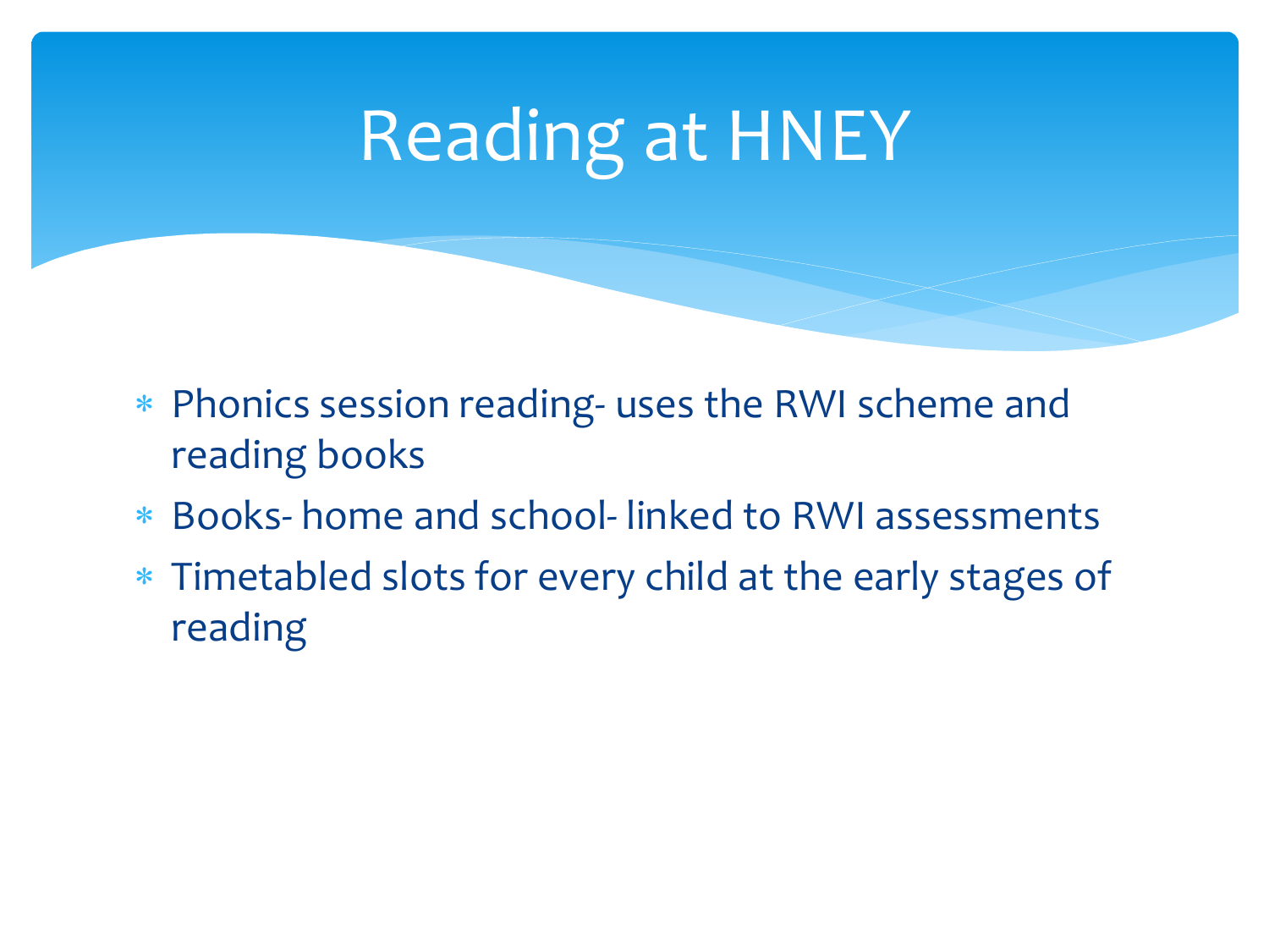# Reading at HNEY

- Phonics session reading- uses the RWI scheme and reading books
- Books- home and school- linked to RWI assessments
- Timetabled slots for every child at the early stages of reading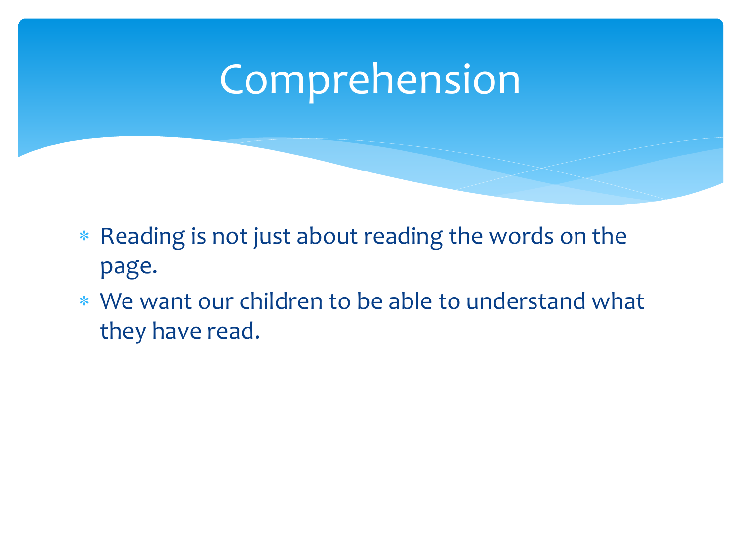# Comprehension

- Reading is not just about reading the words on the page.
- We want our children to be able to understand what they have read.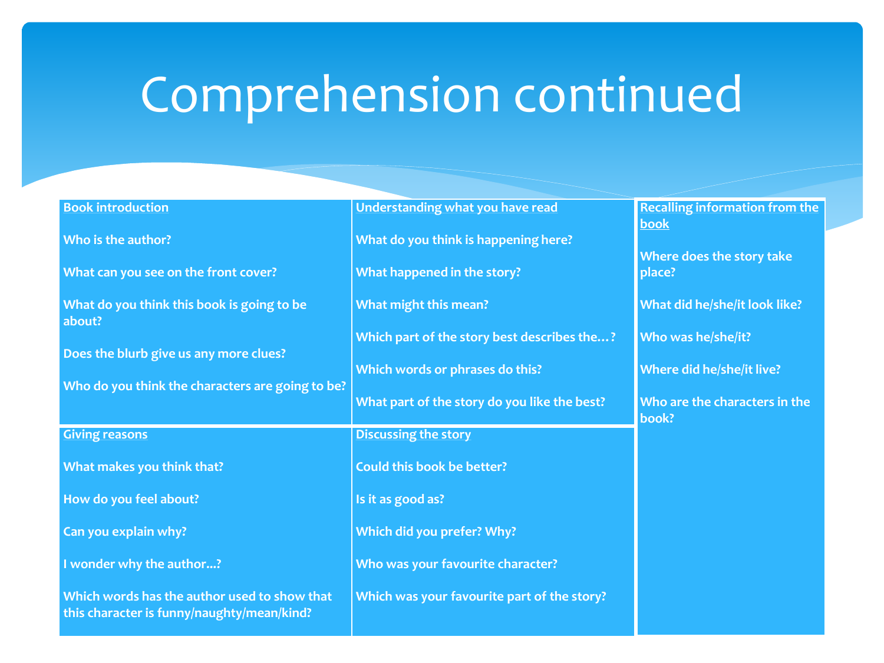# Comprehension continued

**Book introduction**

- Who is the author?
- What can you see on the front cover?
- What do you think this book is going to be about?
- Does the blurb give us any more clues?
- Who do you think the characters are going to be?

**Understanding what you have read**

- What do you think is happening here?
- What happened in the story?
- What might this mean?
- Which part of the story best describes the…?
- Which words or phrases do this?
- What part of the story do you like the best?

**Recalling information from the book**

- Where does the story take place?
- What did he/she/it look like?
- Who was he/she/it?
- Where did he/she/it live?
- Who are the characters in the book?

**Giving reasons**

- What makes you think that?
- How do you feel about?
- Can you explain why?
- I wonder why the author...?
- Which words has the author used to show that this character is funny/naughty/mean/kind?

**Discussing the story**

- Could this book be better?
- Is it as good as?
- Which did you prefer? Why?
- Who was your favourite character?
- Which was your favourite part of the story?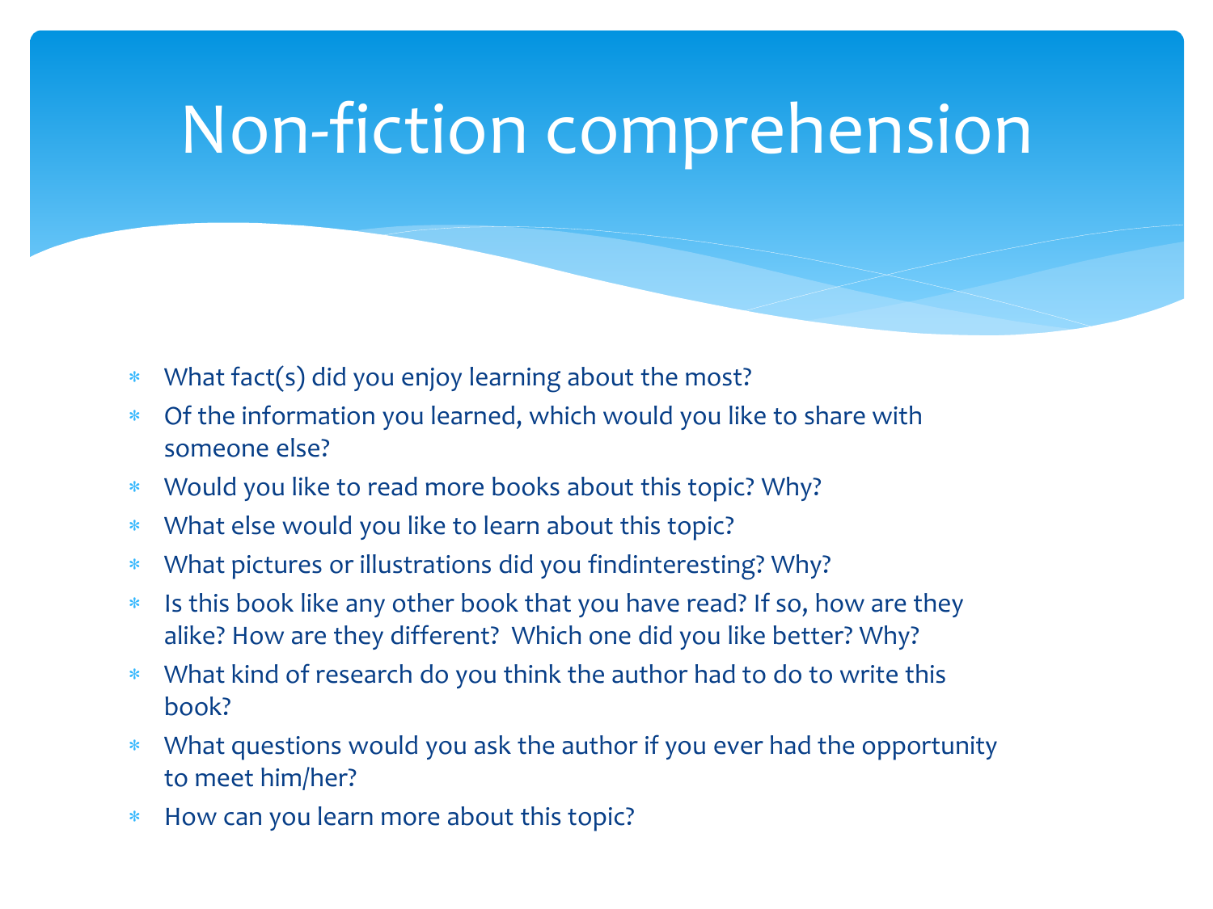# Non-fiction comprehension

- What fact(s) did you enjoy learning about the most?
- Of the information you learned, which would you like to share with someone else?
- Would you like to read more books about this topic? Why?
- What else would you like to learn about this topic?
- What pictures or illustrations did you findinteresting? Why?
- Is this book like any other book that you have read? If so, how are they alike? How are they different? Which one did you like better? Why?
- What kind of research do you think the author had to do to write this book?
- What questions would you ask the author if you ever had the opportunity to meet him/her?
- How can you learn more about this topic?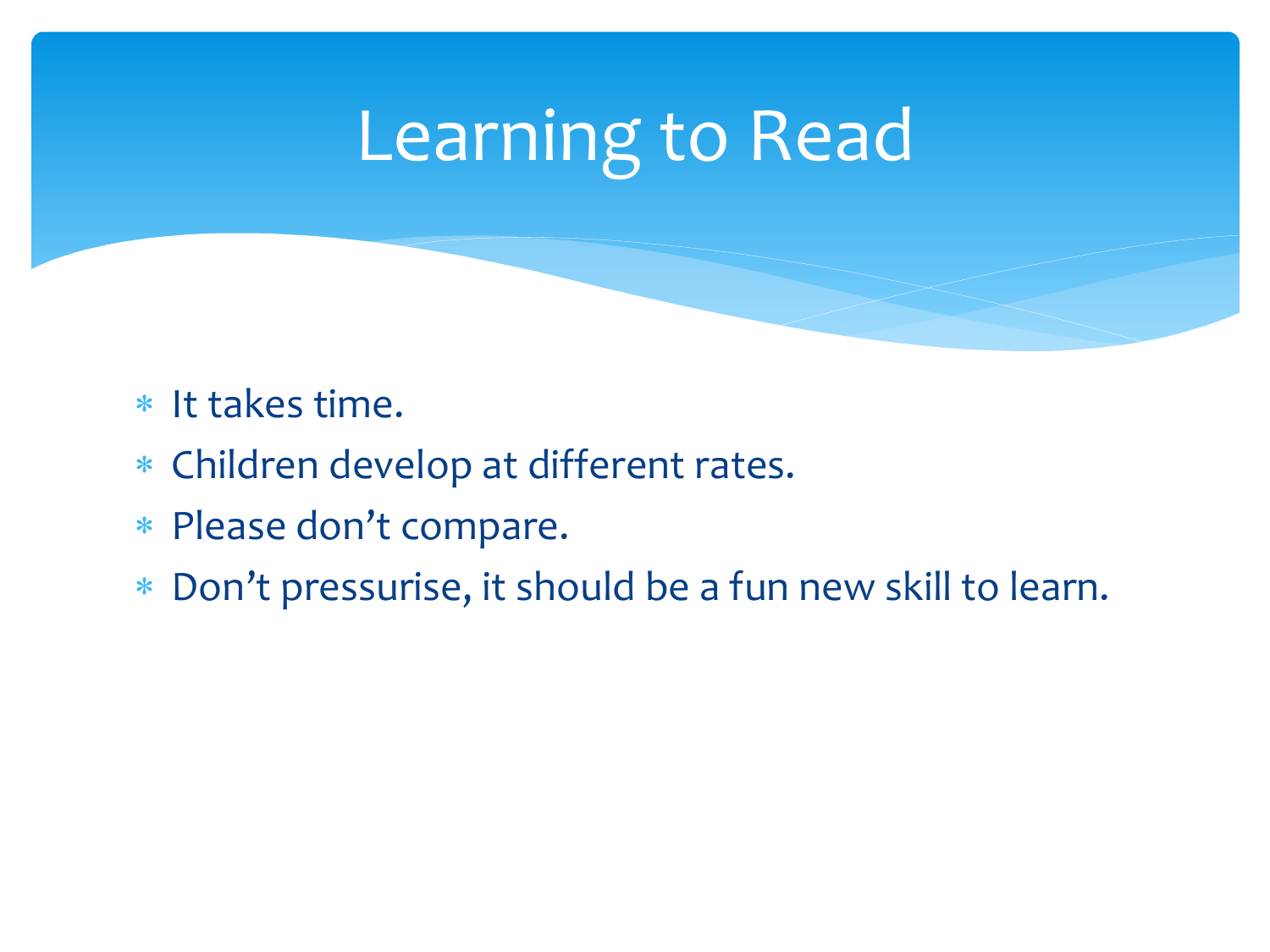# Learning to Read

- It takes time.
- Children develop at different rates.
- Please don’t compare.
- Don’t pressurise, it should be a fun new skill to learn.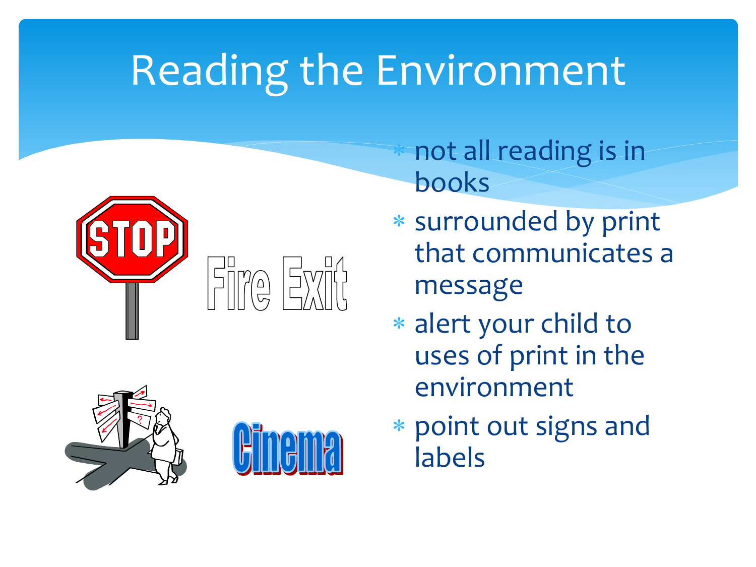# Reading the Environment

- not all reading is in books
- surrounded by print that communicates a message
- alert your child to uses of print in the environment
- point out signs and labels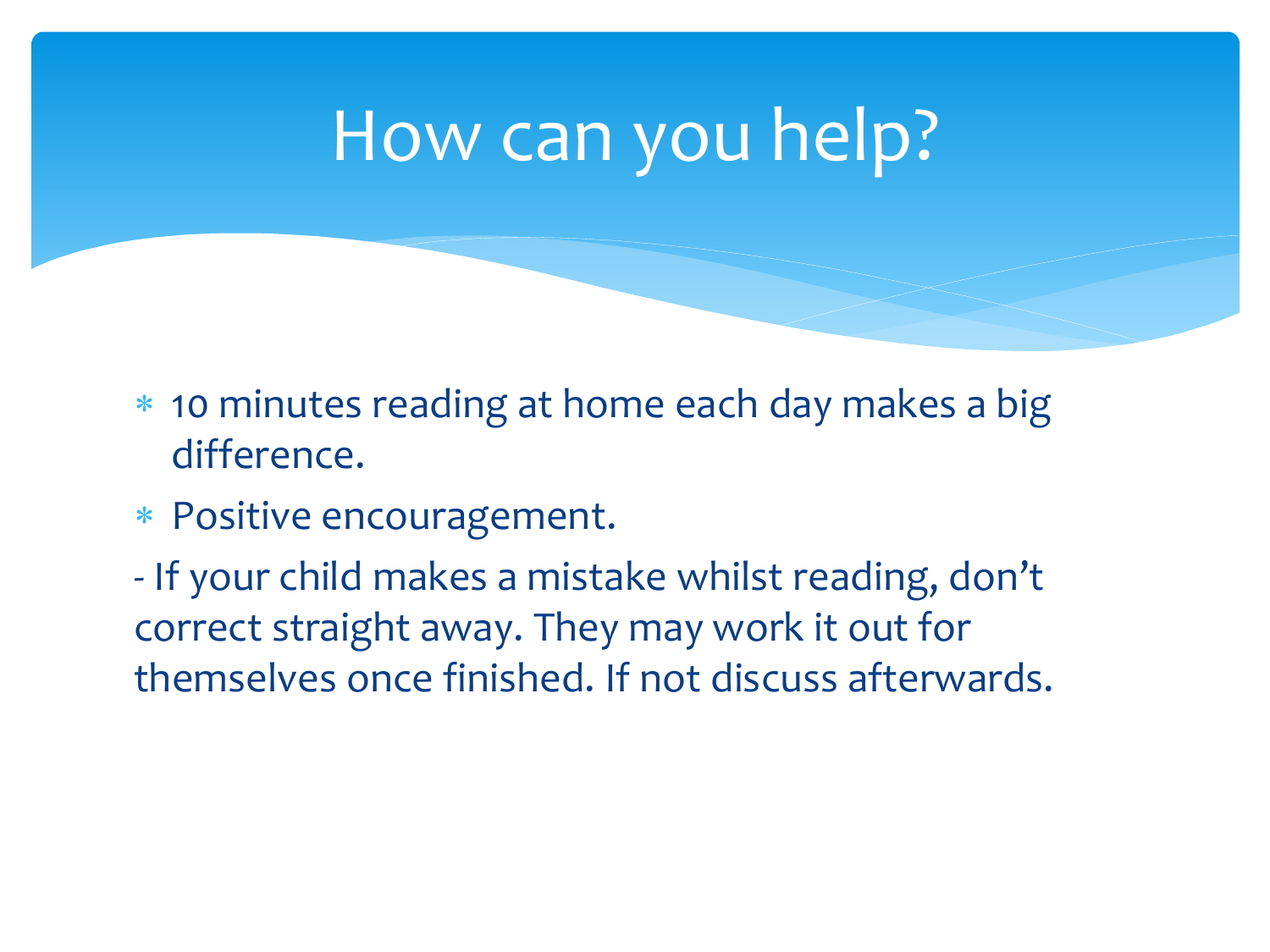# How can you help?

- 10 minutes reading at home each day makes a big difference.
- Positive encouragement.

- If your child makes a mistake whilst reading, don't correct straight away. They may work it out for themselves once finished. If not discuss afterwards.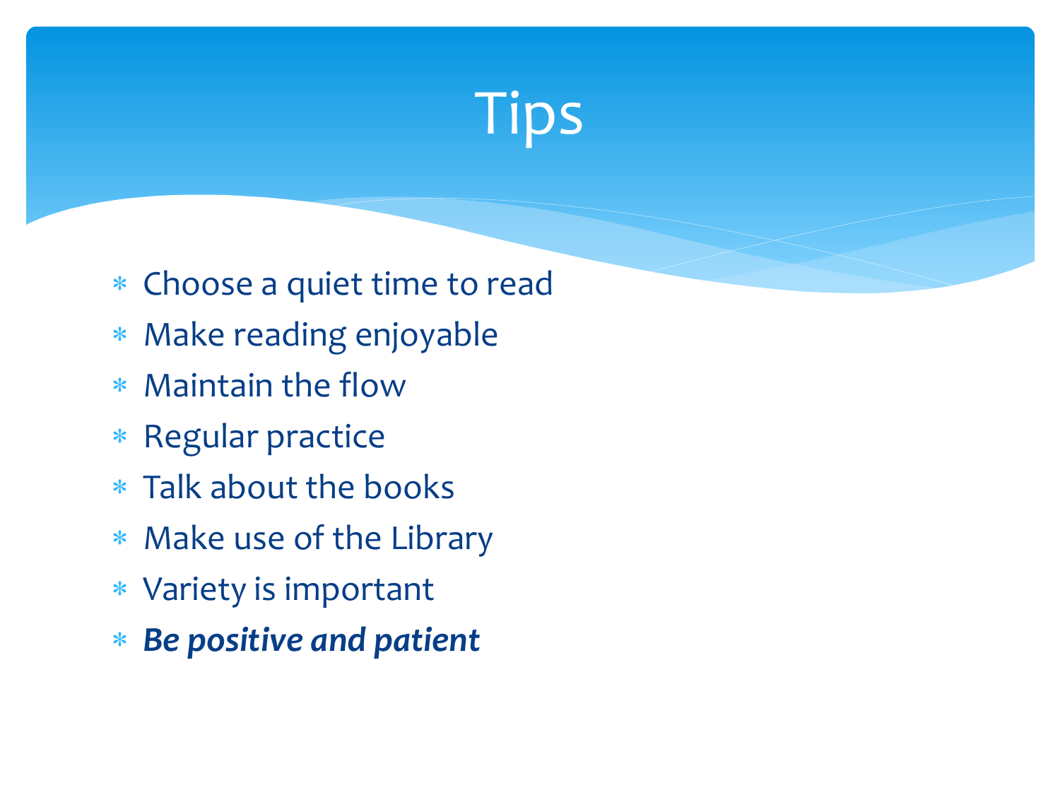# Tips

- Choose a quiet time to read
- Make reading enjoyable
- Maintain the flow
- Regular practice
- Talk about the books
- Make use of the Library
- Variety is important
- ***Be positive and patient***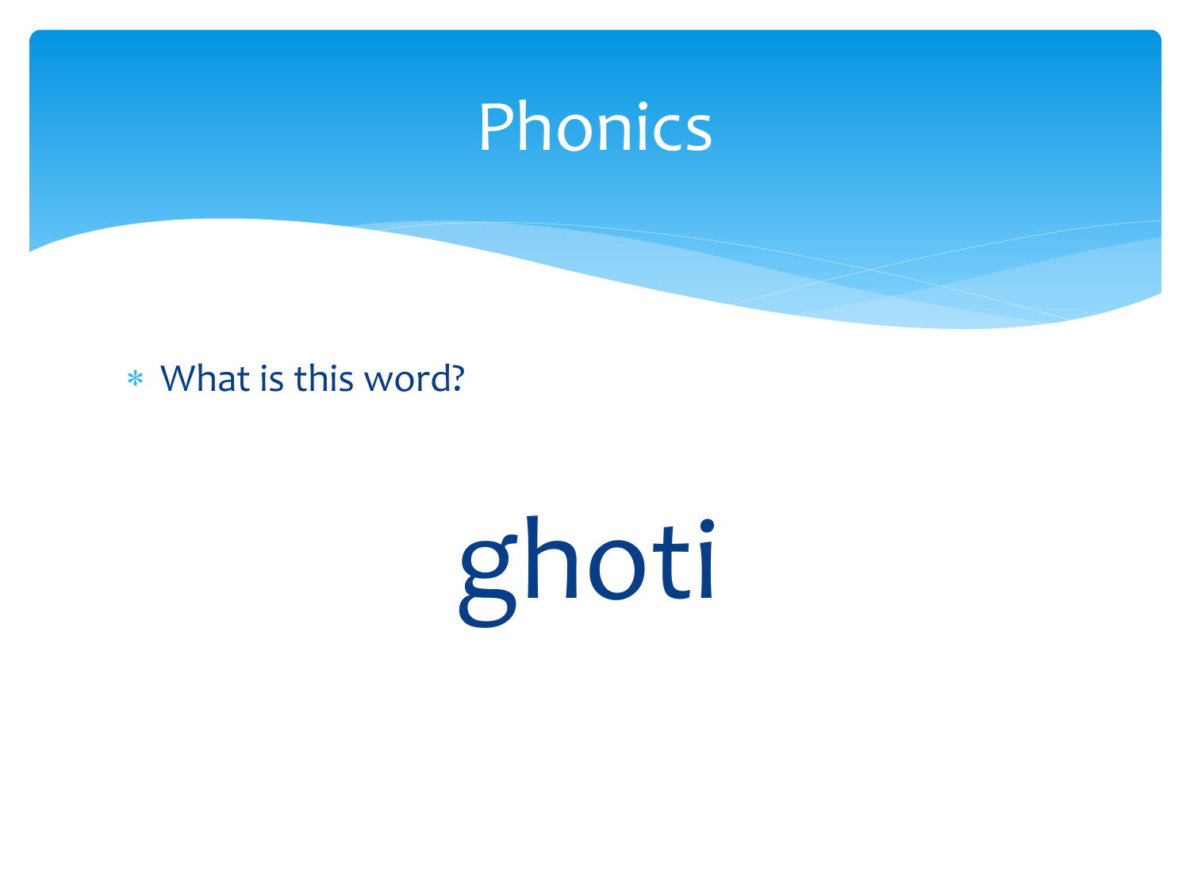# Phonics

- What is this word?

ghoti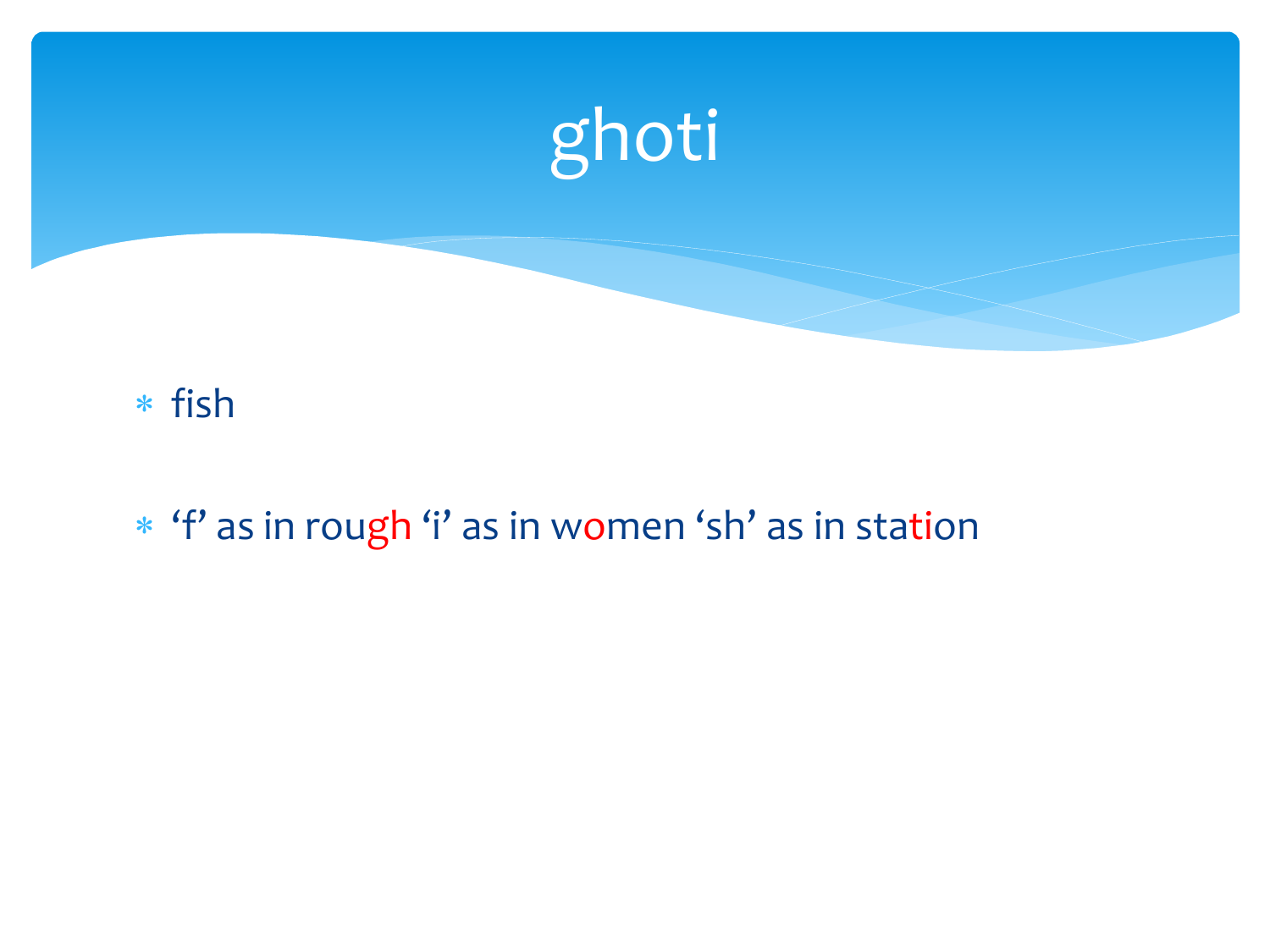# ghoti

- fish
- ‘f’ as in rough ‘i’ as in women ‘sh’ as in station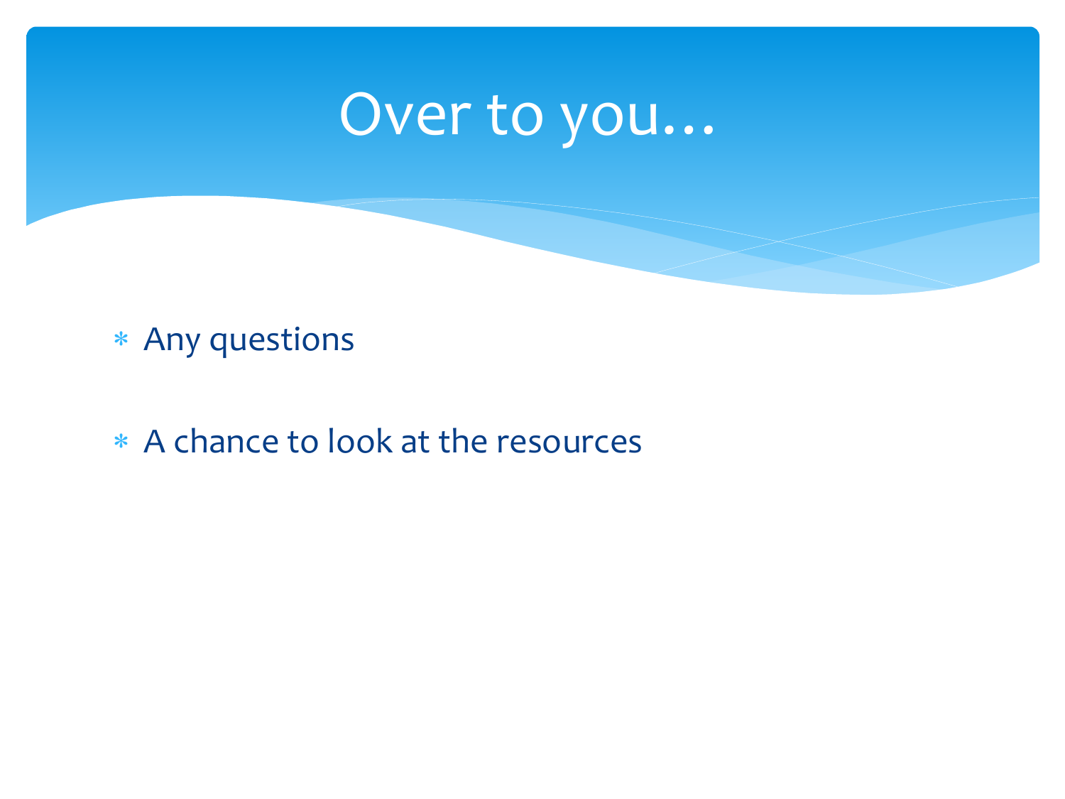# Over to you…

- Any questions

- A chance to look at the resources